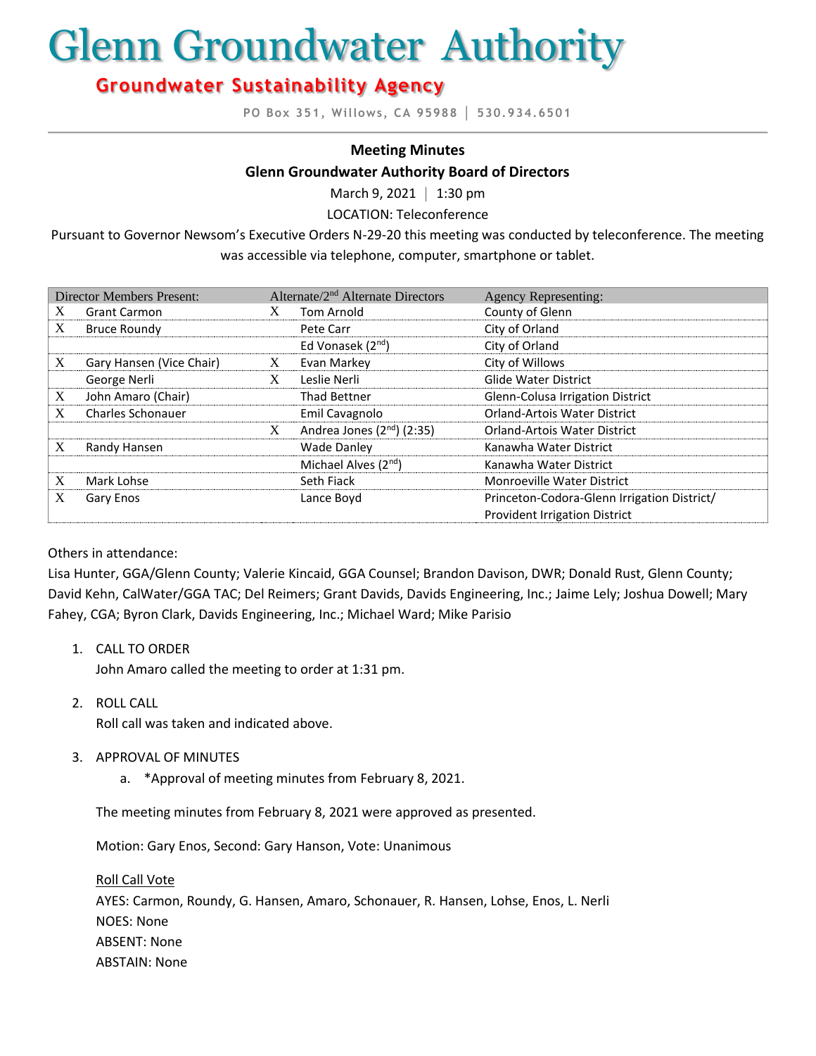# Glenn Groundwater Authority

## Groundwater Sustainability Agency

PO Box 351, Willows, CA 95988 | 530.934.6501

---

**Meeting Minutes**

**Glenn Groundwater Authority Board of Directors**

March 9, 2021 | 1:30 pm

LOCATION: Teleconference

Pursuant to Governor Newsom's Executive Orders N-29-20 this meeting was conducted by teleconference. The meeting was accessible via telephone, computer, smartphone or tablet.

| Director Members Present: | | Alternate/2nd Alternate Directors | | Agency Representing: |
|---|---|---|---|---|
| X | Grant Carmon | X | Tom Arnold | County of Glenn |
| X | Bruce Roundy | | Pete Carr | City of Orland |
| | | | Ed Vonasek (2nd) | City of Orland |
| X | Gary Hansen (Vice Chair) | X | Evan Markey | City of Willows |
| | George Nerli | X | Leslie Nerli | Glide Water District |
| X | John Amaro (Chair) | | Thad Bettner | Glenn-Colusa Irrigation District |
| X | Charles Schonauer | | Emil Cavagnolo | Orland-Artois Water District |
| | | X | Andrea Jones (2nd) (2:35) | Orland-Artois Water District |
| X | Randy Hansen | | Wade Danley | Kanawha Water District |
| | | | Michael Alves (2nd) | Kanawha Water District |
| X | Mark Lohse | | Seth Fiack | Monroeville Water District |
| X | Gary Enos | | Lance Boyd | Princeton-Codora-Glenn Irrigation District/ Provident Irrigation District |

Others in attendance:

Lisa Hunter, GGA/Glenn County; Valerie Kincaid, GGA Counsel; Brandon Davison, DWR; Donald Rust, Glenn County; David Kehn, CalWater/GGA TAC; Del Reimers; Grant Davids, Davids Engineering, Inc.; Jaime Lely; Joshua Dowell; Mary Fahey, CGA; Byron Clark, Davids Engineering, Inc.; Michael Ward; Mike Parisio

1. CALL TO ORDER
   John Amaro called the meeting to order at 1:31 pm.

2. ROLL CALL
   Roll call was taken and indicated above.

3. APPROVAL OF MINUTES
   a. *Approval of meeting minutes from February 8, 2021.

   The meeting minutes from February 8, 2021 were approved as presented.

   Motion: Gary Enos, Second: Gary Hanson, Vote: Unanimous

   Roll Call Vote
   AYES: Carmon, Roundy, G. Hansen, Amaro, Schonauer, R. Hansen, Lohse, Enos, L. Nerli
   NOES: None
   ABSENT: None
   ABSTAIN: None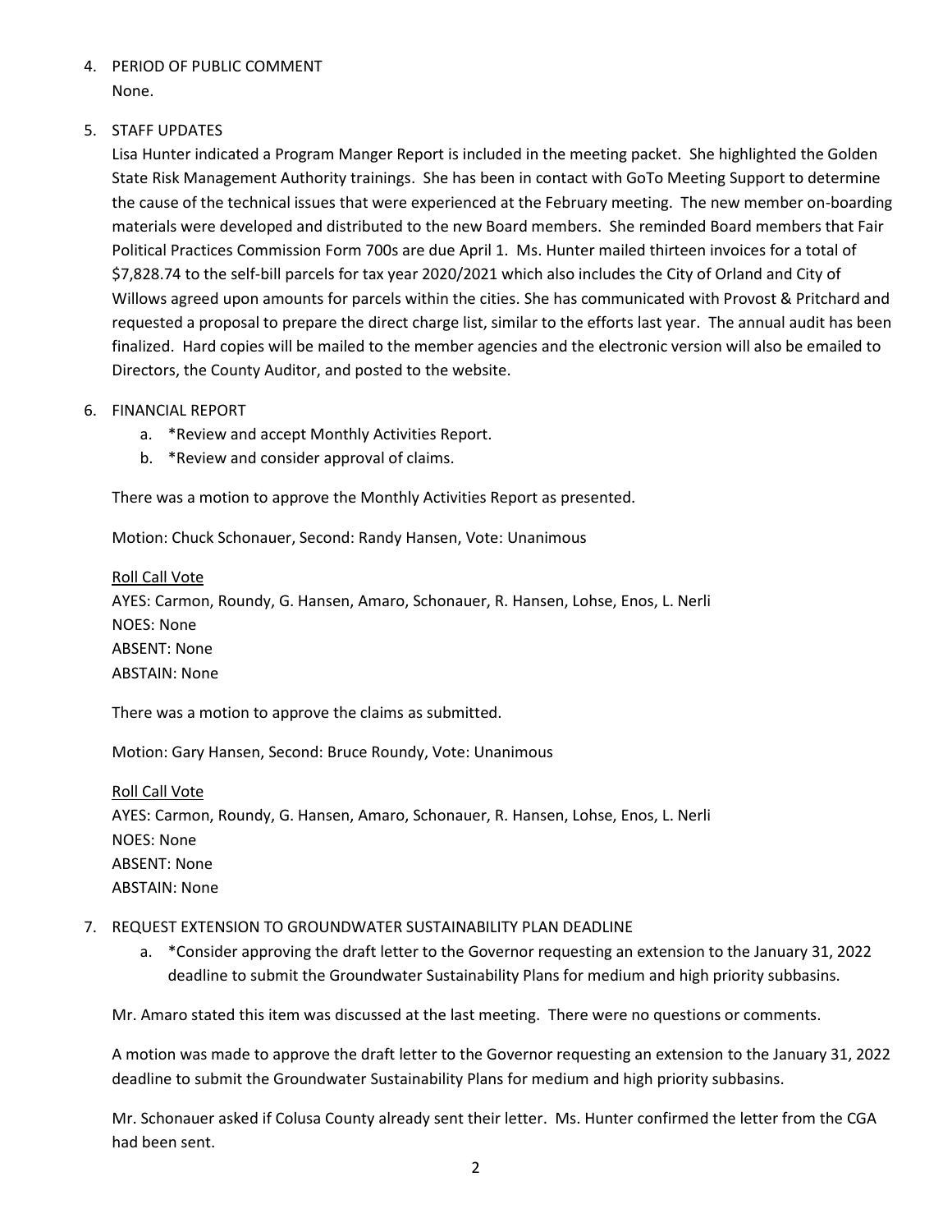4. PERIOD OF PUBLIC COMMENT

   None.

5. STAFF UPDATES

   Lisa Hunter indicated a Program Manger Report is included in the meeting packet. She highlighted the Golden State Risk Management Authority trainings. She has been in contact with GoTo Meeting Support to determine the cause of the technical issues that were experienced at the February meeting. The new member on-boarding materials were developed and distributed to the new Board members. She reminded Board members that Fair Political Practices Commission Form 700s are due April 1. Ms. Hunter mailed thirteen invoices for a total of $7,828.74 to the self-bill parcels for tax year 2020/2021 which also includes the City of Orland and City of Willows agreed upon amounts for parcels within the cities. She has communicated with Provost & Pritchard and requested a proposal to prepare the direct charge list, similar to the efforts last year. The annual audit has been finalized. Hard copies will be mailed to the member agencies and the electronic version will also be emailed to Directors, the County Auditor, and posted to the website.

6. FINANCIAL REPORT

   a. *Review and accept Monthly Activities Report.
   b. *Review and consider approval of claims.

   There was a motion to approve the Monthly Activities Report as presented.

   Motion: Chuck Schonauer, Second: Randy Hansen, Vote: Unanimous

   Roll Call Vote
   AYES: Carmon, Roundy, G. Hansen, Amaro, Schonauer, R. Hansen, Lohse, Enos, L. Nerli
   NOES: None
   ABSENT: None
   ABSTAIN: None

   There was a motion to approve the claims as submitted.

   Motion: Gary Hansen, Second: Bruce Roundy, Vote: Unanimous

   Roll Call Vote
   AYES: Carmon, Roundy, G. Hansen, Amaro, Schonauer, R. Hansen, Lohse, Enos, L. Nerli
   NOES: None
   ABSENT: None
   ABSTAIN: None

7. REQUEST EXTENSION TO GROUNDWATER SUSTAINABILITY PLAN DEADLINE

   a. *Consider approving the draft letter to the Governor requesting an extension to the January 31, 2022 deadline to submit the Groundwater Sustainability Plans for medium and high priority subbasins.

   Mr. Amaro stated this item was discussed at the last meeting. There were no questions or comments.

   A motion was made to approve the draft letter to the Governor requesting an extension to the January 31, 2022 deadline to submit the Groundwater Sustainability Plans for medium and high priority subbasins.

   Mr. Schonauer asked if Colusa County already sent their letter. Ms. Hunter confirmed the letter from the CGA had been sent.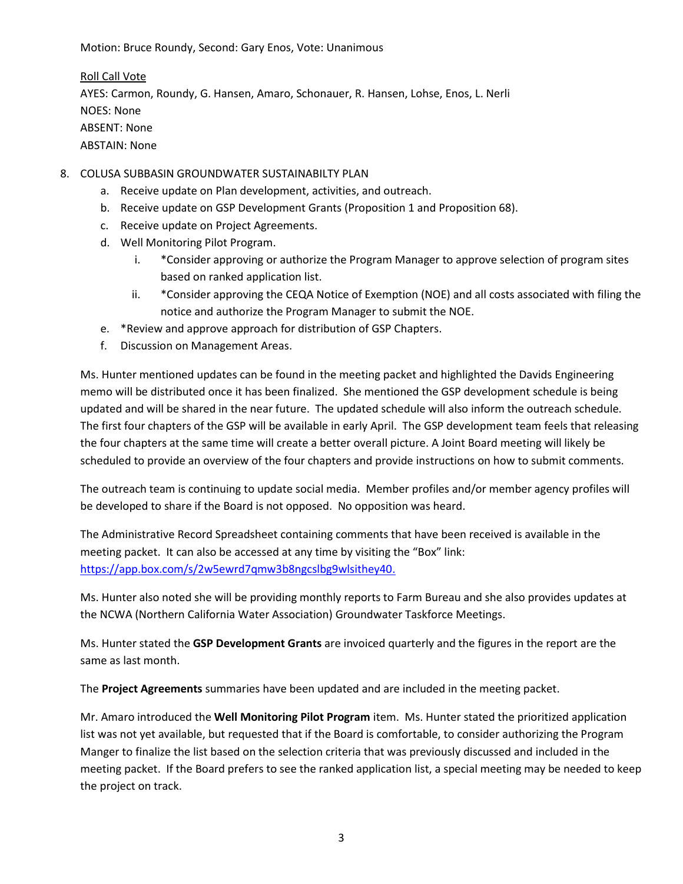Motion: Bruce Roundy, Second: Gary Enos, Vote: Unanimous

Roll Call Vote
AYES: Carmon, Roundy, G. Hansen, Amaro, Schonauer, R. Hansen, Lohse, Enos, L. Nerli
NOES: None
ABSENT: None
ABSTAIN: None

8. COLUSA SUBBASIN GROUNDWATER SUSTAINABILTY PLAN
   a. Receive update on Plan development, activities, and outreach.
   b. Receive update on GSP Development Grants (Proposition 1 and Proposition 68).
   c. Receive update on Project Agreements.
   d. Well Monitoring Pilot Program.
      i. *Consider approving or authorize the Program Manager to approve selection of program sites based on ranked application list.
      ii. *Consider approving the CEQA Notice of Exemption (NOE) and all costs associated with filing the notice and authorize the Program Manager to submit the NOE.
   e. *Review and approve approach for distribution of GSP Chapters.
   f. Discussion on Management Areas.

Ms. Hunter mentioned updates can be found in the meeting packet and highlighted the Davids Engineering memo will be distributed once it has been finalized. She mentioned the GSP development schedule is being updated and will be shared in the near future. The updated schedule will also inform the outreach schedule. The first four chapters of the GSP will be available in early April. The GSP development team feels that releasing the four chapters at the same time will create a better overall picture. A Joint Board meeting will likely be scheduled to provide an overview of the four chapters and provide instructions on how to submit comments.

The outreach team is continuing to update social media. Member profiles and/or member agency profiles will be developed to share if the Board is not opposed. No opposition was heard.

The Administrative Record Spreadsheet containing comments that have been received is available in the meeting packet. It can also be accessed at any time by visiting the "Box" link: https://app.box.com/s/2w5ewrd7qmw3b8ngcslbg9wlsithey40.

Ms. Hunter also noted she will be providing monthly reports to Farm Bureau and she also provides updates at the NCWA (Northern California Water Association) Groundwater Taskforce Meetings.

Ms. Hunter stated the **GSP Development Grants** are invoiced quarterly and the figures in the report are the same as last month.

The **Project Agreements** summaries have been updated and are included in the meeting packet.

Mr. Amaro introduced the **Well Monitoring Pilot Program** item. Ms. Hunter stated the prioritized application list was not yet available, but requested that if the Board is comfortable, to consider authorizing the Program Manger to finalize the list based on the selection criteria that was previously discussed and included in the meeting packet. If the Board prefers to see the ranked application list, a special meeting may be needed to keep the project on track.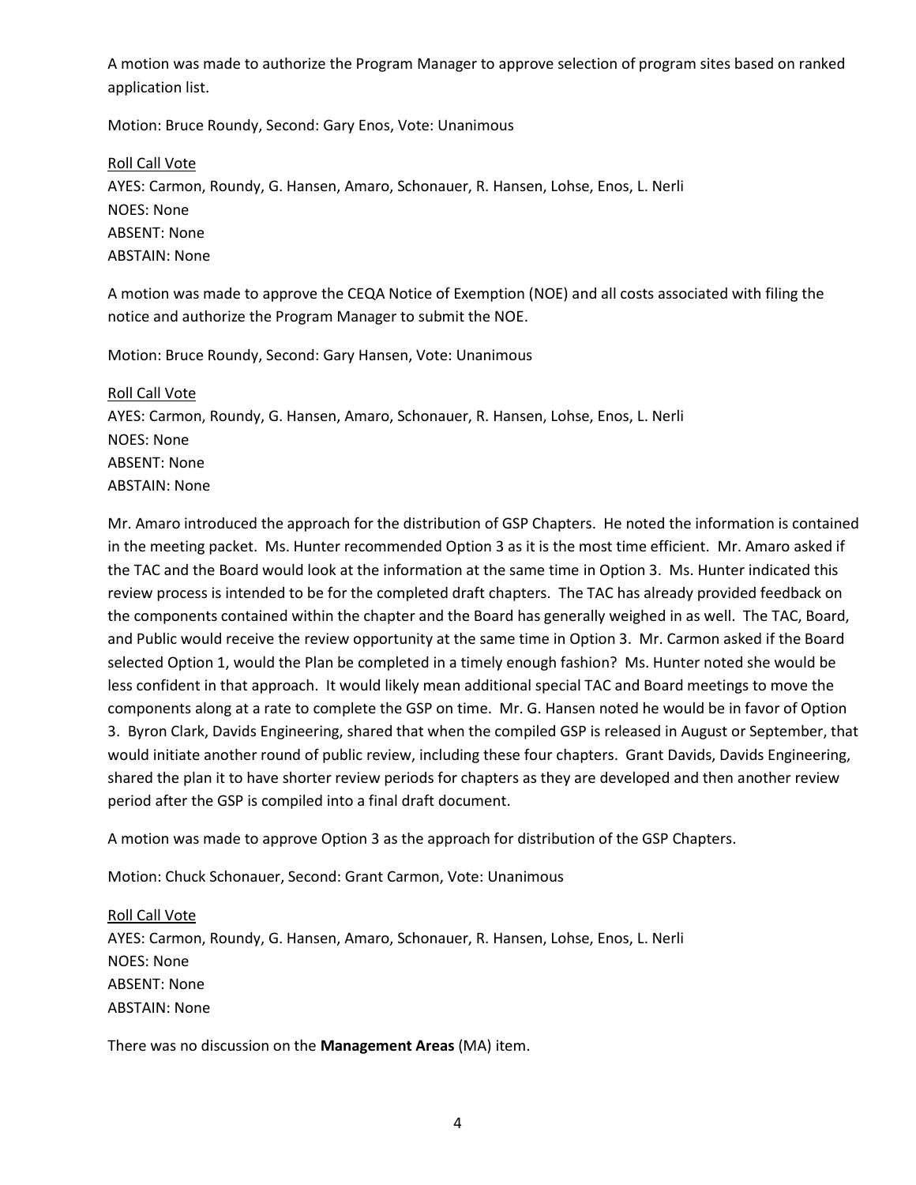A motion was made to authorize the Program Manager to approve selection of program sites based on ranked application list.

Motion: Bruce Roundy, Second: Gary Enos, Vote: Unanimous

Roll Call Vote
AYES: Carmon, Roundy, G. Hansen, Amaro, Schonauer, R. Hansen, Lohse, Enos, L. Nerli
NOES: None
ABSENT: None
ABSTAIN: None

A motion was made to approve the CEQA Notice of Exemption (NOE) and all costs associated with filing the notice and authorize the Program Manager to submit the NOE.

Motion: Bruce Roundy, Second: Gary Hansen, Vote: Unanimous

Roll Call Vote
AYES: Carmon, Roundy, G. Hansen, Amaro, Schonauer, R. Hansen, Lohse, Enos, L. Nerli
NOES: None
ABSENT: None
ABSTAIN: None

Mr. Amaro introduced the approach for the distribution of GSP Chapters. He noted the information is contained in the meeting packet. Ms. Hunter recommended Option 3 as it is the most time efficient. Mr. Amaro asked if the TAC and the Board would look at the information at the same time in Option 3. Ms. Hunter indicated this review process is intended to be for the completed draft chapters. The TAC has already provided feedback on the components contained within the chapter and the Board has generally weighed in as well. The TAC, Board, and Public would receive the review opportunity at the same time in Option 3. Mr. Carmon asked if the Board selected Option 1, would the Plan be completed in a timely enough fashion? Ms. Hunter noted she would be less confident in that approach. It would likely mean additional special TAC and Board meetings to move the components along at a rate to complete the GSP on time. Mr. G. Hansen noted he would be in favor of Option 3. Byron Clark, Davids Engineering, shared that when the compiled GSP is released in August or September, that would initiate another round of public review, including these four chapters. Grant Davids, Davids Engineering, shared the plan it to have shorter review periods for chapters as they are developed and then another review period after the GSP is compiled into a final draft document.

A motion was made to approve Option 3 as the approach for distribution of the GSP Chapters.

Motion: Chuck Schonauer, Second: Grant Carmon, Vote: Unanimous

Roll Call Vote
AYES: Carmon, Roundy, G. Hansen, Amaro, Schonauer, R. Hansen, Lohse, Enos, L. Nerli
NOES: None
ABSENT: None
ABSTAIN: None

There was no discussion on the **Management Areas** (MA) item.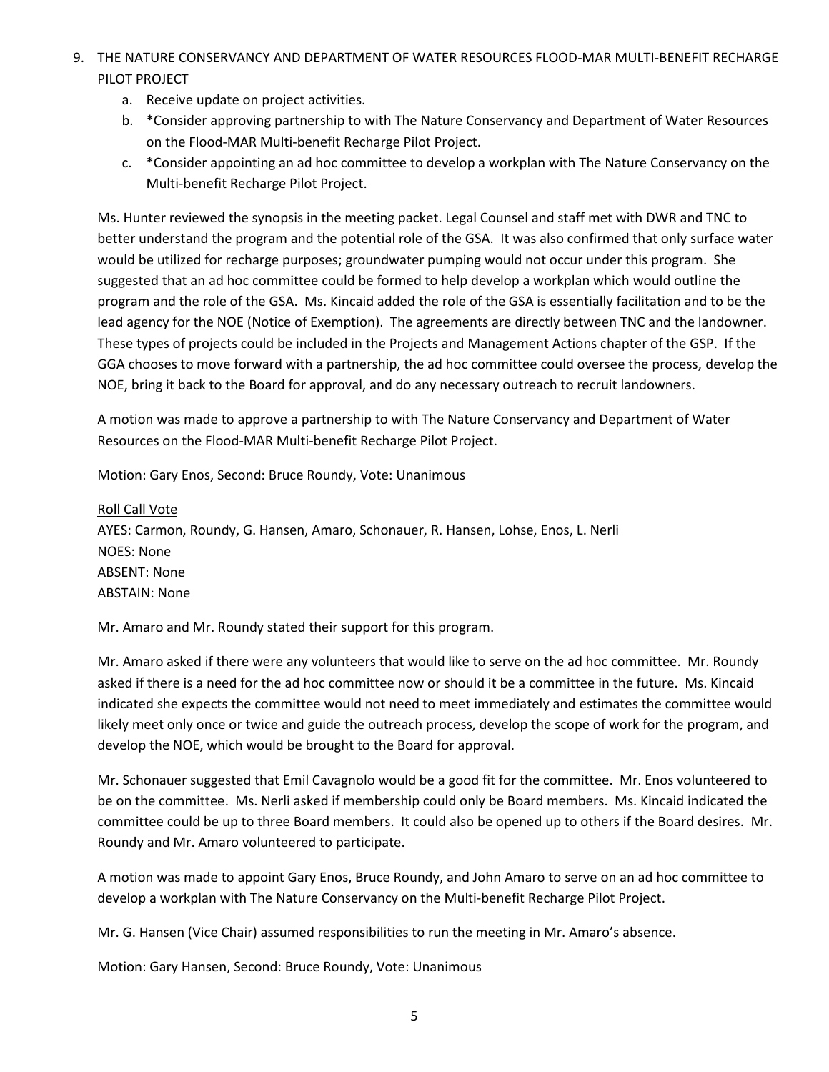9. THE NATURE CONSERVANCY AND DEPARTMENT OF WATER RESOURCES FLOOD-MAR MULTI-BENEFIT RECHARGE PILOT PROJECT
    a. Receive update on project activities.
    b. *Consider approving partnership to with The Nature Conservancy and Department of Water Resources on the Flood-MAR Multi-benefit Recharge Pilot Project.
    c. *Consider appointing an ad hoc committee to develop a workplan with The Nature Conservancy on the Multi-benefit Recharge Pilot Project.

Ms. Hunter reviewed the synopsis in the meeting packet. Legal Counsel and staff met with DWR and TNC to better understand the program and the potential role of the GSA. It was also confirmed that only surface water would be utilized for recharge purposes; groundwater pumping would not occur under this program. She suggested that an ad hoc committee could be formed to help develop a workplan which would outline the program and the role of the GSA. Ms. Kincaid added the role of the GSA is essentially facilitation and to be the lead agency for the NOE (Notice of Exemption). The agreements are directly between TNC and the landowner. These types of projects could be included in the Projects and Management Actions chapter of the GSP. If the GGA chooses to move forward with a partnership, the ad hoc committee could oversee the process, develop the NOE, bring it back to the Board for approval, and do any necessary outreach to recruit landowners.

A motion was made to approve a partnership to with The Nature Conservancy and Department of Water Resources on the Flood-MAR Multi-benefit Recharge Pilot Project.

Motion: Gary Enos, Second: Bruce Roundy, Vote: Unanimous

Roll Call Vote
AYES: Carmon, Roundy, G. Hansen, Amaro, Schonauer, R. Hansen, Lohse, Enos, L. Nerli
NOES: None
ABSENT: None
ABSTAIN: None

Mr. Amaro and Mr. Roundy stated their support for this program.

Mr. Amaro asked if there were any volunteers that would like to serve on the ad hoc committee. Mr. Roundy asked if there is a need for the ad hoc committee now or should it be a committee in the future. Ms. Kincaid indicated she expects the committee would not need to meet immediately and estimates the committee would likely meet only once or twice and guide the outreach process, develop the scope of work for the program, and develop the NOE, which would be brought to the Board for approval.

Mr. Schonauer suggested that Emil Cavagnolo would be a good fit for the committee. Mr. Enos volunteered to be on the committee. Ms. Nerli asked if membership could only be Board members. Ms. Kincaid indicated the committee could be up to three Board members. It could also be opened up to others if the Board desires. Mr. Roundy and Mr. Amaro volunteered to participate.

A motion was made to appoint Gary Enos, Bruce Roundy, and John Amaro to serve on an ad hoc committee to develop a workplan with The Nature Conservancy on the Multi-benefit Recharge Pilot Project.

Mr. G. Hansen (Vice Chair) assumed responsibilities to run the meeting in Mr. Amaro's absence.

Motion: Gary Hansen, Second: Bruce Roundy, Vote: Unanimous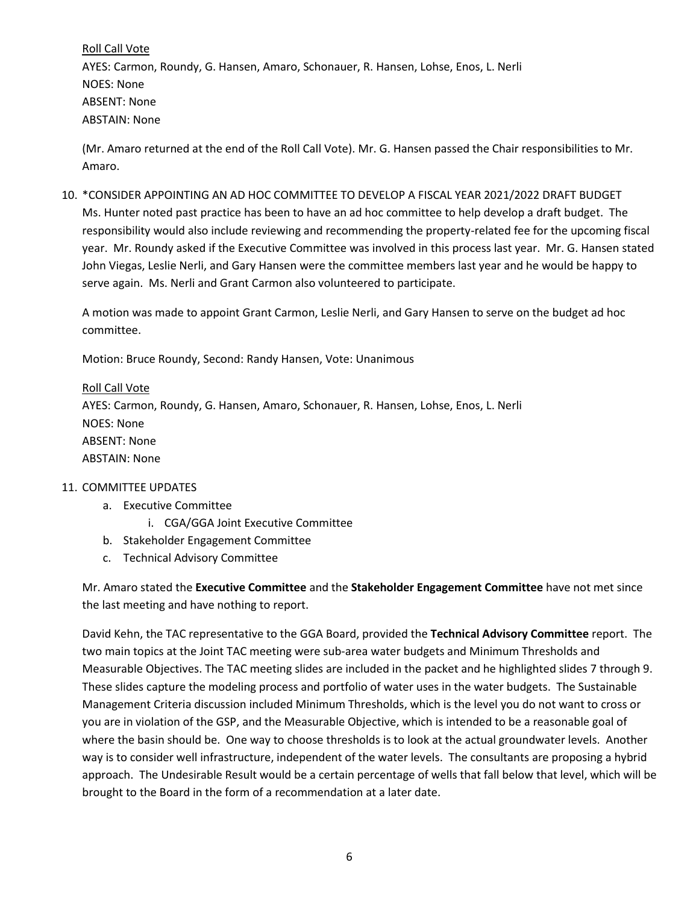Roll Call Vote
AYES: Carmon, Roundy, G. Hansen, Amaro, Schonauer, R. Hansen, Lohse, Enos, L. Nerli
NOES: None
ABSENT: None
ABSTAIN: None

(Mr. Amaro returned at the end of the Roll Call Vote). Mr. G. Hansen passed the Chair responsibilities to Mr. Amaro.

10. *CONSIDER APPOINTING AN AD HOC COMMITTEE TO DEVELOP A FISCAL YEAR 2021/2022 DRAFT BUDGET
Ms. Hunter noted past practice has been to have an ad hoc committee to help develop a draft budget. The responsibility would also include reviewing and recommending the property-related fee for the upcoming fiscal year. Mr. Roundy asked if the Executive Committee was involved in this process last year. Mr. G. Hansen stated John Viegas, Leslie Nerli, and Gary Hansen were the committee members last year and he would be happy to serve again. Ms. Nerli and Grant Carmon also volunteered to participate.

A motion was made to appoint Grant Carmon, Leslie Nerli, and Gary Hansen to serve on the budget ad hoc committee.

Motion: Bruce Roundy, Second: Randy Hansen, Vote: Unanimous

Roll Call Vote
AYES: Carmon, Roundy, G. Hansen, Amaro, Schonauer, R. Hansen, Lohse, Enos, L. Nerli
NOES: None
ABSENT: None
ABSTAIN: None

11. COMMITTEE UPDATES
    a. Executive Committee
        i. CGA/GGA Joint Executive Committee
    b. Stakeholder Engagement Committee
    c. Technical Advisory Committee

Mr. Amaro stated the **Executive Committee** and the **Stakeholder Engagement Committee** have not met since the last meeting and have nothing to report.

David Kehn, the TAC representative to the GGA Board, provided the **Technical Advisory Committee** report. The two main topics at the Joint TAC meeting were sub-area water budgets and Minimum Thresholds and Measurable Objectives. The TAC meeting slides are included in the packet and he highlighted slides 7 through 9. These slides capture the modeling process and portfolio of water uses in the water budgets. The Sustainable Management Criteria discussion included Minimum Thresholds, which is the level you do not want to cross or you are in violation of the GSP, and the Measurable Objective, which is intended to be a reasonable goal of where the basin should be. One way to choose thresholds is to look at the actual groundwater levels. Another way is to consider well infrastructure, independent of the water levels. The consultants are proposing a hybrid approach. The Undesirable Result would be a certain percentage of wells that fall below that level, which will be brought to the Board in the form of a recommendation at a later date.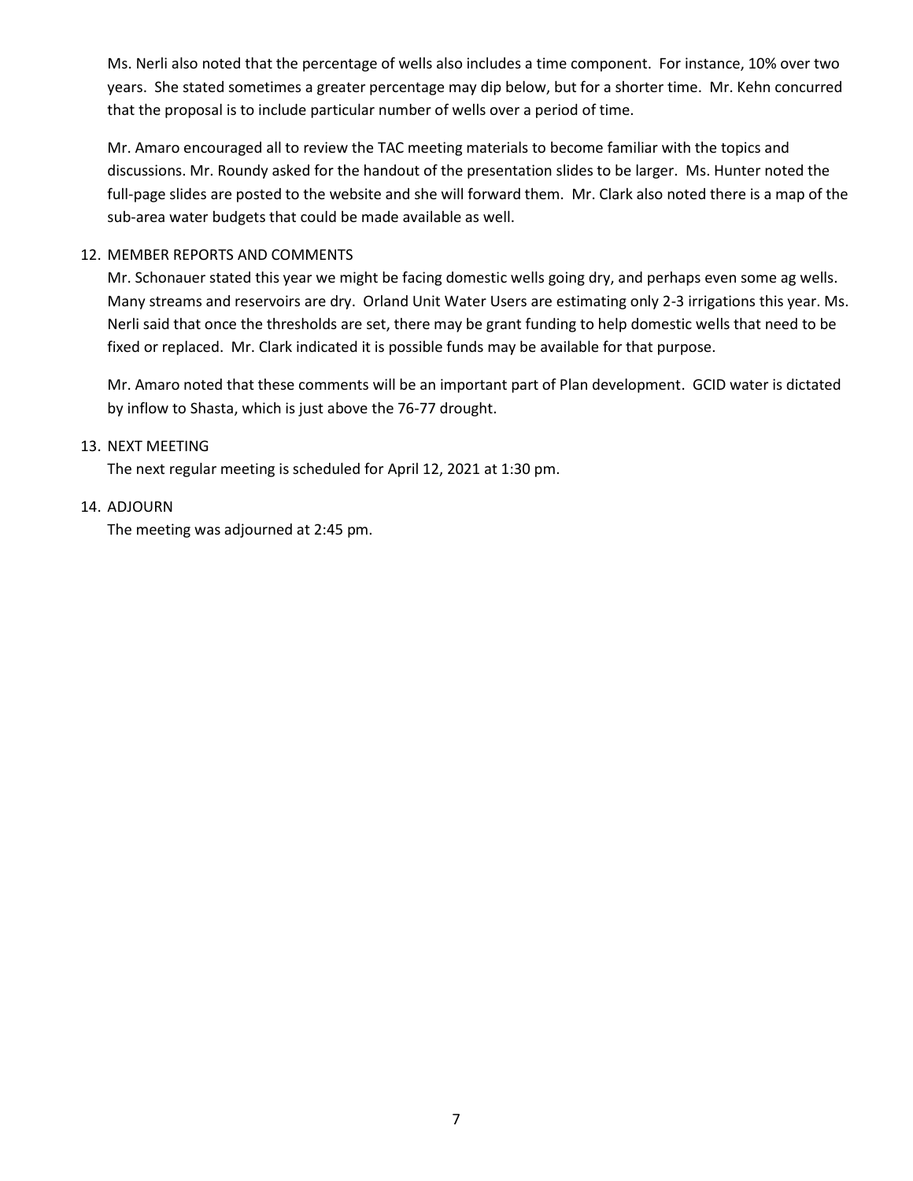Ms. Nerli also noted that the percentage of wells also includes a time component. For instance, 10% over two years. She stated sometimes a greater percentage may dip below, but for a shorter time. Mr. Kehn concurred that the proposal is to include particular number of wells over a period of time.

Mr. Amaro encouraged all to review the TAC meeting materials to become familiar with the topics and discussions. Mr. Roundy asked for the handout of the presentation slides to be larger. Ms. Hunter noted the full-page slides are posted to the website and she will forward them. Mr. Clark also noted there is a map of the sub-area water budgets that could be made available as well.

12. MEMBER REPORTS AND COMMENTS

Mr. Schonauer stated this year we might be facing domestic wells going dry, and perhaps even some ag wells. Many streams and reservoirs are dry. Orland Unit Water Users are estimating only 2-3 irrigations this year. Ms. Nerli said that once the thresholds are set, there may be grant funding to help domestic wells that need to be fixed or replaced. Mr. Clark indicated it is possible funds may be available for that purpose.

Mr. Amaro noted that these comments will be an important part of Plan development. GCID water is dictated by inflow to Shasta, which is just above the 76-77 drought.

13. NEXT MEETING

The next regular meeting is scheduled for April 12, 2021 at 1:30 pm.

14. ADJOURN

The meeting was adjourned at 2:45 pm.